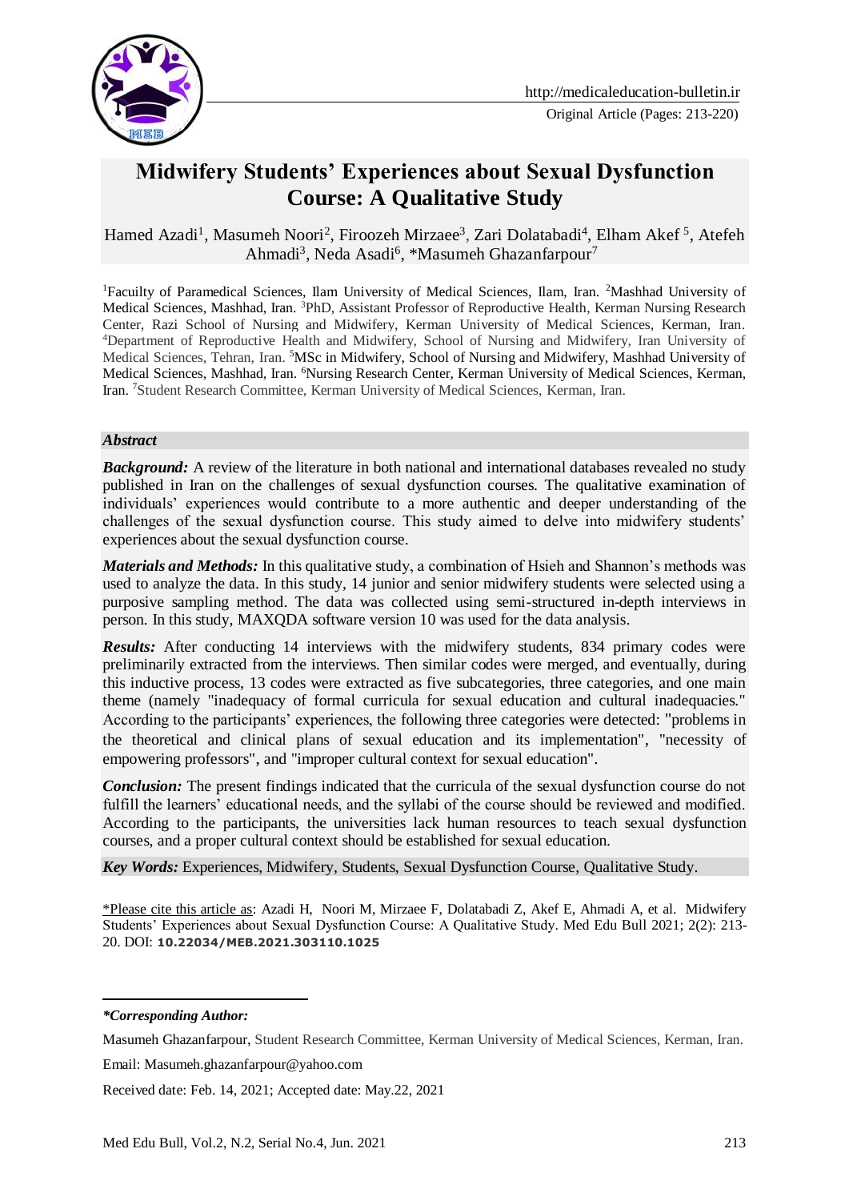Original Article (Pages: 213-220)

# Midwifery Students' Experiences about Sexual Dysfunction Course: A Qualitative Study

Hamed Azadi[1], Masumeh Noori[2], Firoozeh Mirzaee[3], Zari Dolatabadi[4], Elham Akef [5], Atefeh Ahmadi[3], Neda Asadi[6], *Masumeh Ghazanfarpour[7]

[1]Faculty of Paramedical Sciences, Ilam University of Medical Sciences, Ilam, Iran. [2]Mashhad University of Medical Sciences, Mashhad, Iran. [3]PhD, Assistant Professor of Reproductive Health, Kerman Nursing Research Center, Razi School of Nursing and Midwifery, Kerman University of Medical Sciences, Kerman, Iran. [4]Department of Reproductive Health and Midwifery, School of Nursing and Midwifery, Iran University of Medical Sciences, Tehran, Iran. [5]MSc in Midwifery, School of Nursing and Midwifery, Mashhad University of Medical Sciences, Mashhad, Iran. [6]Nursing Research Center, Kerman University of Medical Sciences, Kerman, Iran. [7]Student Research Committee, Kerman University of Medical Sciences, Kerman, Iran.

## *Abstract*

***Background:*** A review of the literature in both national and international databases revealed no study published in Iran on the challenges of sexual dysfunction courses. The qualitative examination of individuals' experiences would contribute to a more authentic and deeper understanding of the challenges of the sexual dysfunction course. This study aimed to delve into midwifery students' experiences about the sexual dysfunction course.

***Materials and Methods:*** In this qualitative study, a combination of Hsieh and Shannon's methods was used to analyze the data. In this study, 14 junior and senior midwifery students were selected using a purposive sampling method. The data was collected using semi-structured in-depth interviews in person. In this study, MAXQDA software version 10 was used for the data analysis.

***Results:*** After conducting 14 interviews with the midwifery students, 834 primary codes were preliminarily extracted from the interviews. Then similar codes were merged, and eventually, during this inductive process, 13 codes were extracted as five subcategories, three categories, and one main theme (namely "inadequacy of formal curricula for sexual education and cultural inadequacies." According to the participants' experiences, the following three categories were detected: "problems in the theoretical and clinical plans of sexual education and its implementation", "necessity of empowering professors", and "improper cultural context for sexual education".

***Conclusion:*** The present findings indicated that the curricula of the sexual dysfunction course do not fulfill the learners' educational needs, and the syllabi of the course should be reviewed and modified. According to the participants, the universities lack human resources to teach sexual dysfunction courses, and a proper cultural context should be established for sexual education.

***Key Words:*** Experiences, Midwifery, Students, Sexual Dysfunction Course, Qualitative Study.

*Please cite this article as: Azadi H, Noori M, Mirzaee F, Dolatabadi Z, Akef E, Ahmadi A, et al. Midwifery Students' Experiences about Sexual Dysfunction Course: A Qualitative Study. Med Edu Bull 2021; 2(2): 213-20. DOI: **10.22034/MEB.2021.303110.1025**

---

***Corresponding Author:***

Masumeh Ghazanfarpour, Student Research Committee, Kerman University of Medical Sciences, Kerman, Iran.

Email: Masumeh.ghazanfarpour@yahoo.com

Received date: Feb. 14, 2021; Accepted date: May.22, 2021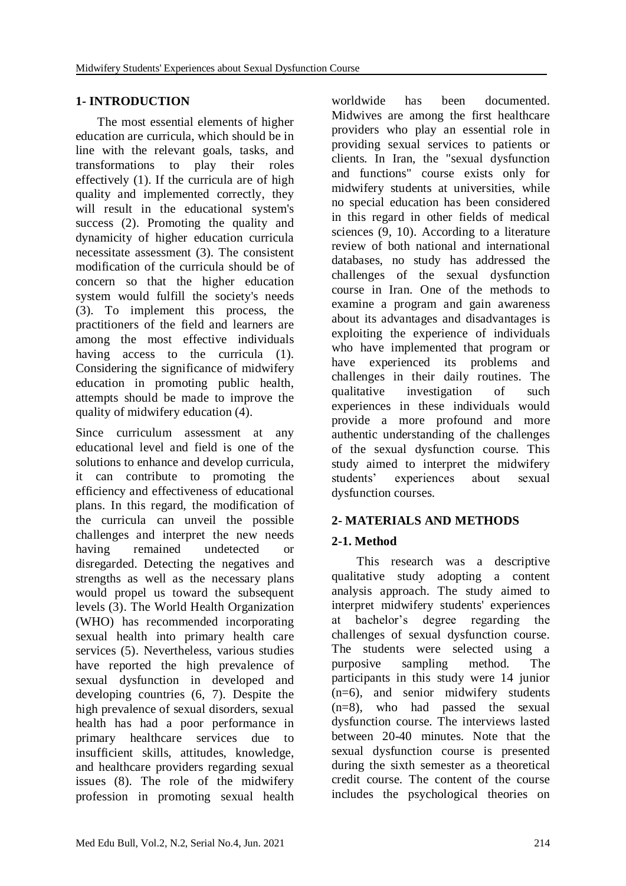## 1- INTRODUCTION

The most essential elements of higher education are curricula, which should be in line with the relevant goals, tasks, and transformations to play their roles effectively (1). If the curricula are of high quality and implemented correctly, they will result in the educational system's success (2). Promoting the quality and dynamicity of higher education curricula necessitate assessment (3). The consistent modification of the curricula should be of concern so that the higher education system would fulfill the society's needs (3). To implement this process, the practitioners of the field and learners are among the most effective individuals having access to the curricula (1). Considering the significance of midwifery education in promoting public health, attempts should be made to improve the quality of midwifery education (4).

Since curriculum assessment at any educational level and field is one of the solutions to enhance and develop curricula, it can contribute to promoting the efficiency and effectiveness of educational plans. In this regard, the modification of the curricula can unveil the possible challenges and interpret the new needs having remained undetected or disregarded. Detecting the negatives and strengths as well as the necessary plans would propel us toward the subsequent levels (3). The World Health Organization (WHO) has recommended incorporating sexual health into primary health care services (5). Nevertheless, various studies have reported the high prevalence of sexual dysfunction in developed and developing countries (6, 7). Despite the high prevalence of sexual disorders, sexual health has had a poor performance in primary healthcare services due to insufficient skills, attitudes, knowledge, and healthcare providers regarding sexual issues (8). The role of the midwifery profession in promoting sexual health worldwide has been documented. Midwives are among the first healthcare providers who play an essential role in providing sexual services to patients or clients. In Iran, the "sexual dysfunction and functions" course exists only for midwifery students at universities, while no special education has been considered in this regard in other fields of medical sciences (9, 10). According to a literature review of both national and international databases, no study has addressed the challenges of the sexual dysfunction course in Iran. One of the methods to examine a program and gain awareness about its advantages and disadvantages is exploiting the experience of individuals who have implemented that program or have experienced its problems and challenges in their daily routines. The qualitative investigation of such experiences in these individuals would provide a more profound and more authentic understanding of the challenges of the sexual dysfunction course. This study aimed to interpret the midwifery students' experiences about sexual dysfunction courses.

## 2- MATERIALS AND METHODS

### 2-1. Method

This research was a descriptive qualitative study adopting a content analysis approach. The study aimed to interpret midwifery students' experiences at bachelor's degree regarding the challenges of sexual dysfunction course. The students were selected using a purposive sampling method. The participants in this study were 14 junior (n=6), and senior midwifery students (n=8), who had passed the sexual dysfunction course. The interviews lasted between 20-40 minutes. Note that the sexual dysfunction course is presented during the sixth semester as a theoretical credit course. The content of the course includes the psychological theories on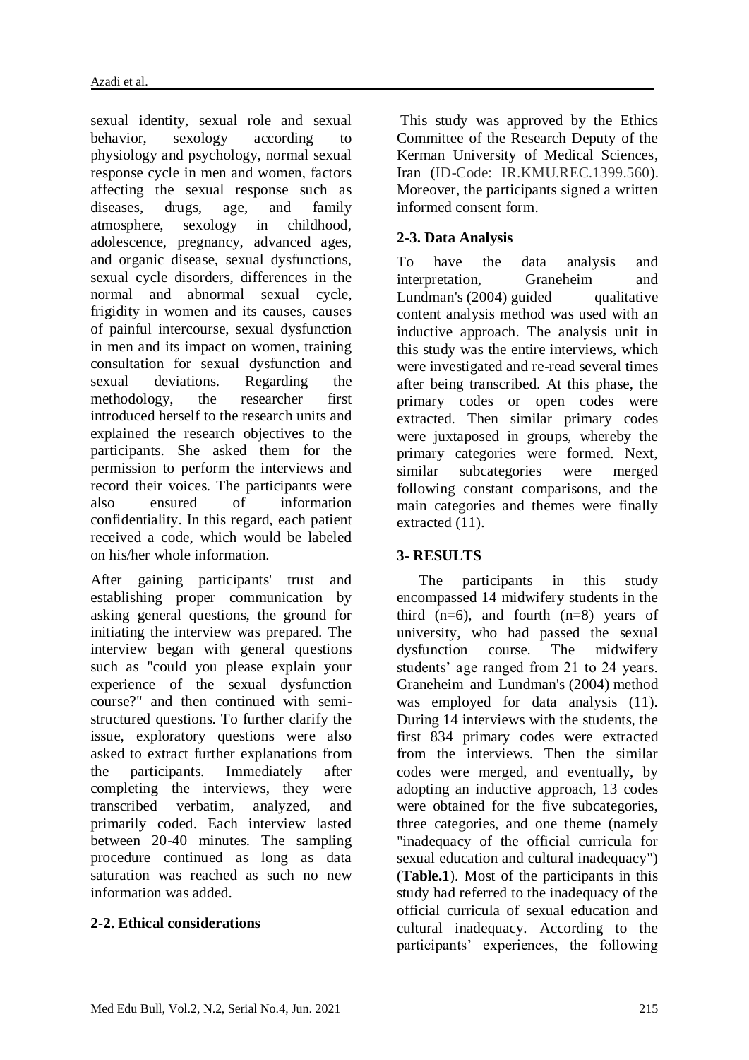sexual identity, sexual role and sexual behavior, sexology according to physiology and psychology, normal sexual response cycle in men and women, factors affecting the sexual response such as diseases, drugs, age, and family atmosphere, sexology in childhood, adolescence, pregnancy, advanced ages, and organic disease, sexual dysfunctions, sexual cycle disorders, differences in the normal and abnormal sexual cycle, frigidity in women and its causes, causes of painful intercourse, sexual dysfunction in men and its impact on women, training consultation for sexual dysfunction and sexual deviations. Regarding the methodology, the researcher first introduced herself to the research units and explained the research objectives to the participants. She asked them for the permission to perform the interviews and record their voices. The participants were also ensured of information confidentiality. In this regard, each patient received a code, which would be labeled on his/her whole information.

After gaining participants' trust and establishing proper communication by asking general questions, the ground for initiating the interview was prepared. The interview began with general questions such as "could you please explain your experience of the sexual dysfunction course?" and then continued with semi-structured questions. To further clarify the issue, exploratory questions were also asked to extract further explanations from the participants. Immediately after completing the interviews, they were transcribed verbatim, analyzed, and primarily coded. Each interview lasted between 20-40 minutes. The sampling procedure continued as long as data saturation was reached as such no new information was added.

## 2-2. Ethical considerations

This study was approved by the Ethics Committee of the Research Deputy of the Kerman University of Medical Sciences, Iran (ID-Code: IR.KMU.REC.1399.560). Moreover, the participants signed a written informed consent form.

## 2-3. Data Analysis

To have the data analysis and interpretation, Graneheim and Lundman's (2004) guided qualitative content analysis method was used with an inductive approach. The analysis unit in this study was the entire interviews, which were investigated and re-read several times after being transcribed. At this phase, the primary codes or open codes were extracted. Then similar primary codes were juxtaposed in groups, whereby the primary categories were formed. Next, similar subcategories were merged following constant comparisons, and the main categories and themes were finally extracted (11).

# 3- RESULTS

The participants in this study encompassed 14 midwifery students in the third (n=6), and fourth (n=8) years of university, who had passed the sexual dysfunction course. The midwifery students' age ranged from 21 to 24 years. Graneheim and Lundman's (2004) method was employed for data analysis (11). During 14 interviews with the students, the first 834 primary codes were extracted from the interviews. Then the similar codes were merged, and eventually, by adopting an inductive approach, 13 codes were obtained for the five subcategories, three categories, and one theme (namely "inadequacy of the official curricula for sexual education and cultural inadequacy") (**Table.1**). Most of the participants in this study had referred to the inadequacy of the official curricula of sexual education and cultural inadequacy. According to the participants' experiences, the following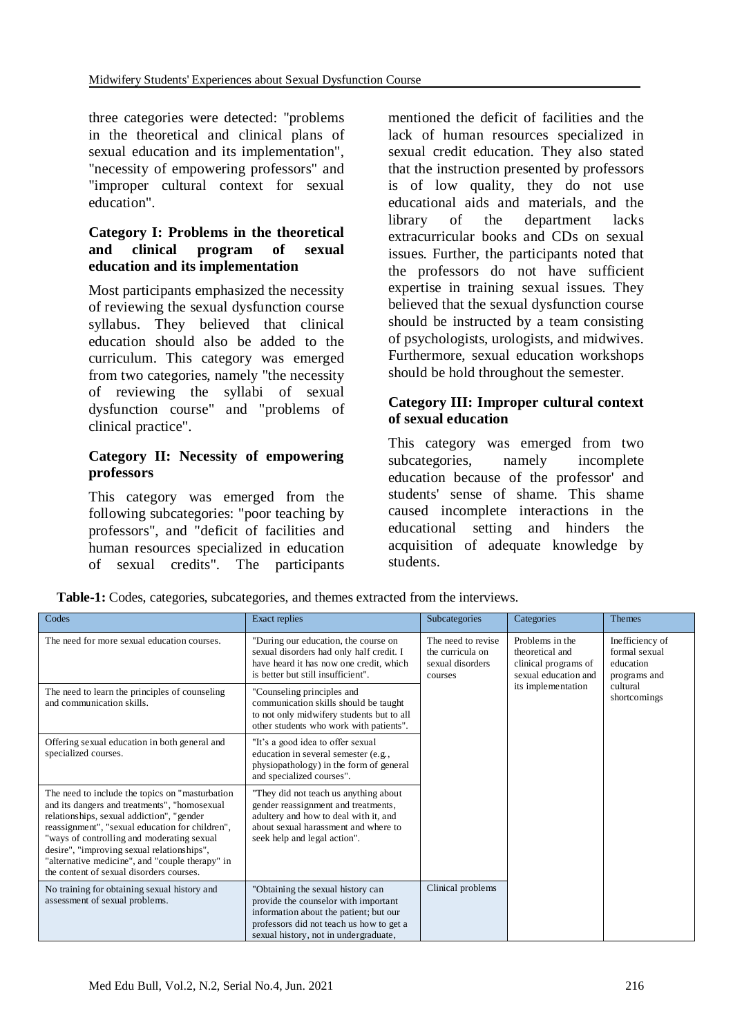three categories were detected: "problems in the theoretical and clinical plans of sexual education and its implementation", "necessity of empowering professors" and "improper cultural context for sexual education".

### Category I: Problems in the theoretical and clinical program of sexual education and its implementation

Most participants emphasized the necessity of reviewing the sexual dysfunction course syllabus. They believed that clinical education should also be added to the curriculum. This category was emerged from two categories, namely "the necessity of reviewing the syllabi of sexual dysfunction course" and "problems of clinical practice".

### Category II: Necessity of empowering professors

This category was emerged from the following subcategories: "poor teaching by professors", and "deficit of facilities and human resources specialized in education of sexual credits". The participants mentioned the deficit of facilities and the lack of human resources specialized in sexual credit education. They also stated that the instruction presented by professors is of low quality, they do not use educational aids and materials, and the library of the department lacks extracurricular books and CDs on sexual issues. Further, the participants noted that the professors do not have sufficient expertise in training sexual issues. They believed that the sexual dysfunction course should be instructed by a team consisting of psychologists, urologists, and midwives. Furthermore, sexual education workshops should be hold throughout the semester.

### Category III: Improper cultural context of sexual education

This category was emerged from two subcategories, namely incomplete education because of the professor' and students' sense of shame. This shame caused incomplete interactions in the educational setting and hinders the acquisition of adequate knowledge by students.

**Table-1:** Codes, categories, subcategories, and themes extracted from the interviews.

| Codes | Exact replies | Subcategories | Categories | Themes |
|---|---|---|---|---|
| The need for more sexual education courses. | "During our education, the course on sexual disorders had only half credit. I have heard it has now one credit, which is better but still insufficient". | The need to revise the curricula on sexual disorders courses | Problems in the theoretical and clinical programs of sexual education and its implementation | Inefficiency of formal sexual education programs and cultural shortcomings |
| The need to learn the principles of counseling and communication skills. | "Counseling principles and communication skills should be taught to not only midwifery students but to all other students who work with patients". | | | |
| Offering sexual education in both general and specialized courses. | "It's a good idea to offer sexual education in several semester (e.g., physiopathology) in the form of general and specialized courses". | | | |
| The need to include the topics on "masturbation and its dangers and treatments", "homosexual relationships, sexual addiction", "gender reassignment", "sexual education for children", "ways of controlling and moderating sexual desire", "improving sexual relationships", "alternative medicine", and "couple therapy" in the content of sexual disorders courses. | "They did not teach us anything about gender reassignment and treatments, adultery and how to deal with it, and about sexual harassment and where to seek help and legal action". | | | |
| No training for obtaining sexual history and assessment of sexual problems. | "Obtaining the sexual history can provide the counselor with important information about the patient; but our professors did not teach us how to get a sexual history, not in undergraduate, | Clinical problems | | |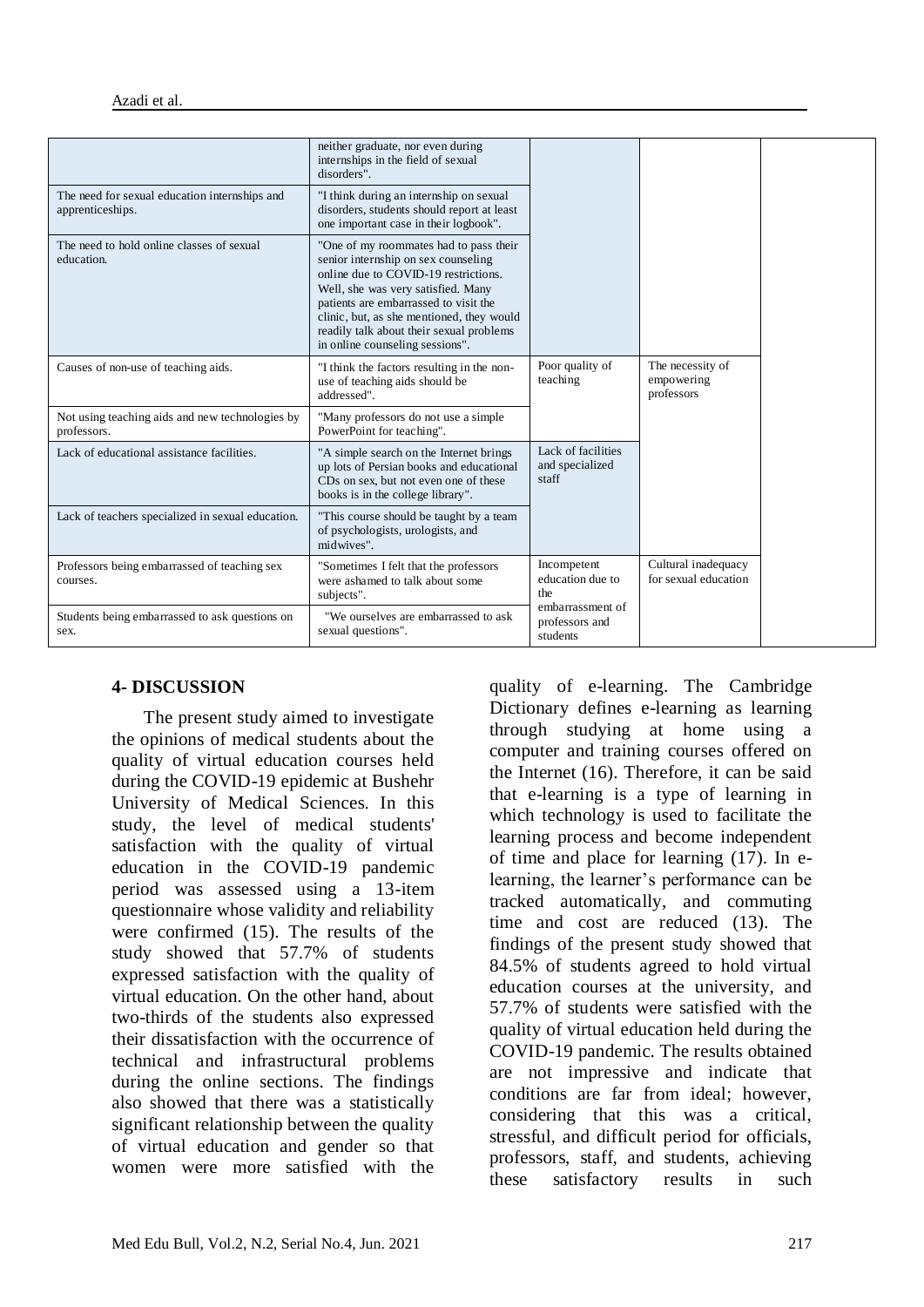| | | | | |
|---|---|---|---|---|
| | neither graduate, nor even during internships in the field of sexual disorders". | | | |
| The need for sexual education internships and apprenticeships. | "I think during an internship on sexual disorders, students should report at least one important case in their logbook". | | | |
| The need to hold online classes of sexual education. | "One of my roommates had to pass their senior internship on sex counseling online due to COVID-19 restrictions. Well, she was very satisfied. Many patients are embarrassed to visit the clinic, but, as she mentioned, they would readily talk about their sexual problems in online counseling sessions". | | | |
| Causes of non-use of teaching aids. | "I think the factors resulting in the non-use of teaching aids should be addressed". | Poor quality of teaching | The necessity of empowering professors | |
| Not using teaching aids and new technologies by professors. | "Many professors do not use a simple PowerPoint for teaching". | | | |
| Lack of educational assistance facilities. | "A simple search on the Internet brings up lots of Persian books and educational CDs on sex, but not even one of these books is in the college library". | Lack of facilities and specialized staff | | |
| Lack of teachers specialized in sexual education. | "This course should be taught by a team of psychologists, urologists, and midwives". | | | |
| Professors being embarrassed of teaching sex courses. | "Sometimes I felt that the professors were ashamed to talk about some subjects". | Incompetent education due to the embarrassment of professors and students | Cultural inadequacy for sexual education | |
| Students being embarrassed to ask questions on sex. | "We ourselves are embarrassed to ask sexual questions". | | | |

## 4- DISCUSSION

The present study aimed to investigate the opinions of medical students about the quality of virtual education courses held during the COVID-19 epidemic at Bushehr University of Medical Sciences. In this study, the level of medical students' satisfaction with the quality of virtual education in the COVID-19 pandemic period was assessed using a 13-item questionnaire whose validity and reliability were confirmed (15). The results of the study showed that 57.7% of students expressed satisfaction with the quality of virtual education. On the other hand, about two-thirds of the students also expressed their dissatisfaction with the occurrence of technical and infrastructural problems during the online sections. The findings also showed that there was a statistically significant relationship between the quality of virtual education and gender so that women were more satisfied with the quality of e-learning. The Cambridge Dictionary defines e-learning as learning through studying at home using a computer and training courses offered on the Internet (16). Therefore, it can be said that e-learning is a type of learning in which technology is used to facilitate the learning process and become independent of time and place for learning (17). In e-learning, the learner's performance can be tracked automatically, and commuting time and cost are reduced (13). The findings of the present study showed that 84.5% of students agreed to hold virtual education courses at the university, and 57.7% of students were satisfied with the quality of virtual education held during the COVID-19 pandemic. The results obtained are not impressive and indicate that conditions are far from ideal; however, considering that this was a critical, stressful, and difficult period for officials, professors, staff, and students, achieving these satisfactory results in such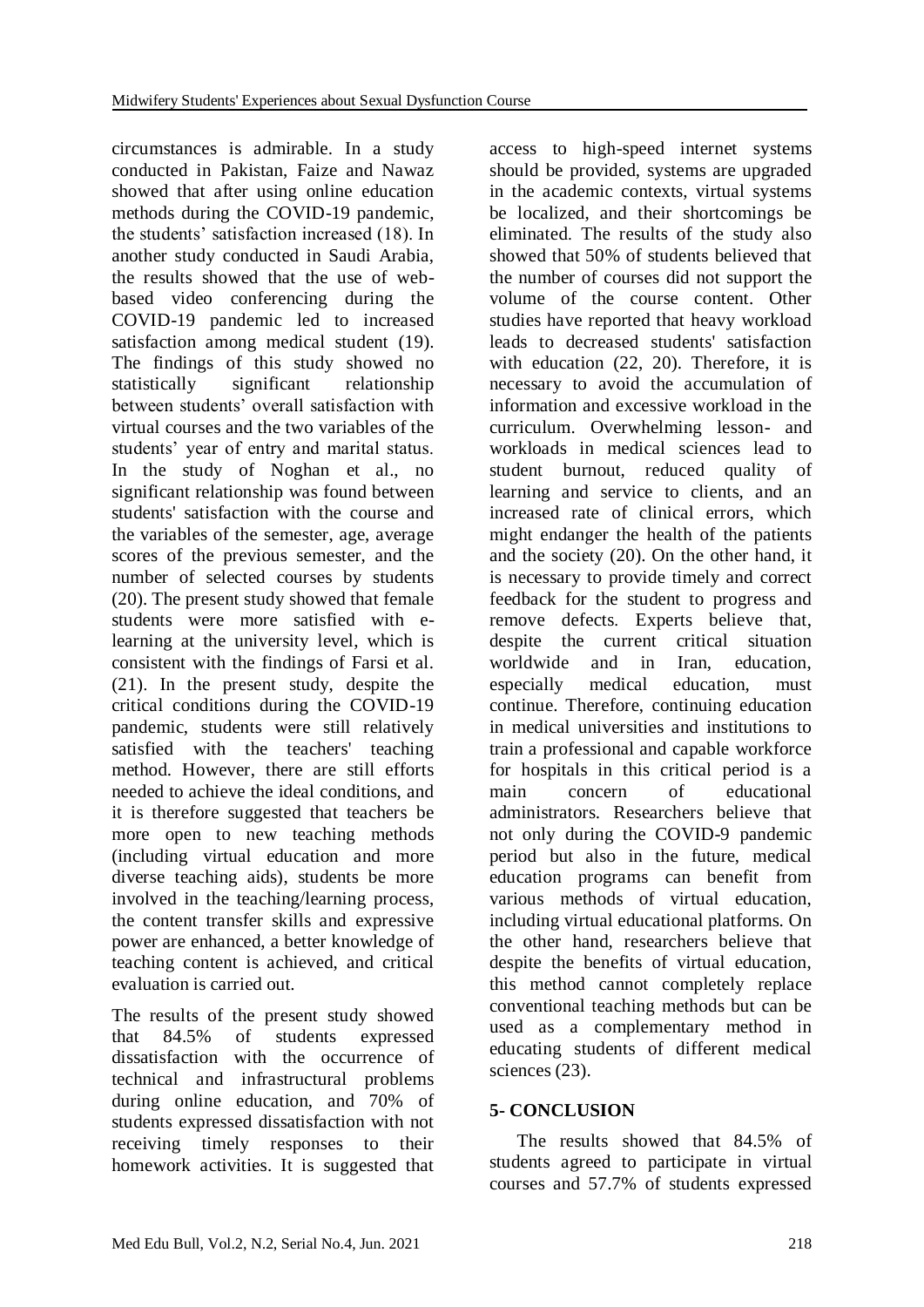circumstances is admirable. In a study conducted in Pakistan, Faize and Nawaz showed that after using online education methods during the COVID-19 pandemic, the students' satisfaction increased (18). In another study conducted in Saudi Arabia, the results showed that the use of web-based video conferencing during the COVID-19 pandemic led to increased satisfaction among medical student (19). The findings of this study showed no statistically significant relationship between students' overall satisfaction with virtual courses and the two variables of the students' year of entry and marital status. In the study of Noghan et al., no significant relationship was found between students' satisfaction with the course and the variables of the semester, age, average scores of the previous semester, and the number of selected courses by students (20). The present study showed that female students were more satisfied with e-learning at the university level, which is consistent with the findings of Farsi et al. (21). In the present study, despite the critical conditions during the COVID-19 pandemic, students were still relatively satisfied with the teachers' teaching method. However, there are still efforts needed to achieve the ideal conditions, and it is therefore suggested that teachers be more open to new teaching methods (including virtual education and more diverse teaching aids), students be more involved in the teaching/learning process, the content transfer skills and expressive power are enhanced, a better knowledge of teaching content is achieved, and critical evaluation is carried out.

The results of the present study showed that 84.5% of students expressed dissatisfaction with the occurrence of technical and infrastructural problems during online education, and 70% of students expressed dissatisfaction with not receiving timely responses to their homework activities. It is suggested that access to high-speed internet systems should be provided, systems are upgraded in the academic contexts, virtual systems be localized, and their shortcomings be eliminated. The results of the study also showed that 50% of students believed that the number of courses did not support the volume of the course content. Other studies have reported that heavy workload leads to decreased students' satisfaction with education (22, 20). Therefore, it is necessary to avoid the accumulation of information and excessive workload in the curriculum. Overwhelming lesson- and workloads in medical sciences lead to student burnout, reduced quality of learning and service to clients, and an increased rate of clinical errors, which might endanger the health of the patients and the society (20). On the other hand, it is necessary to provide timely and correct feedback for the student to progress and remove defects. Experts believe that, despite the current critical situation worldwide and in Iran, education, especially medical education, must continue. Therefore, continuing education in medical universities and institutions to train a professional and capable workforce for hospitals in this critical period is a main concern of educational administrators. Researchers believe that not only during the COVID-9 pandemic period but also in the future, medical education programs can benefit from various methods of virtual education, including virtual educational platforms. On the other hand, researchers believe that despite the benefits of virtual education, this method cannot completely replace conventional teaching methods but can be used as a complementary method in educating students of different medical sciences (23).

## 5- CONCLUSION

The results showed that 84.5% of students agreed to participate in virtual courses and 57.7% of students expressed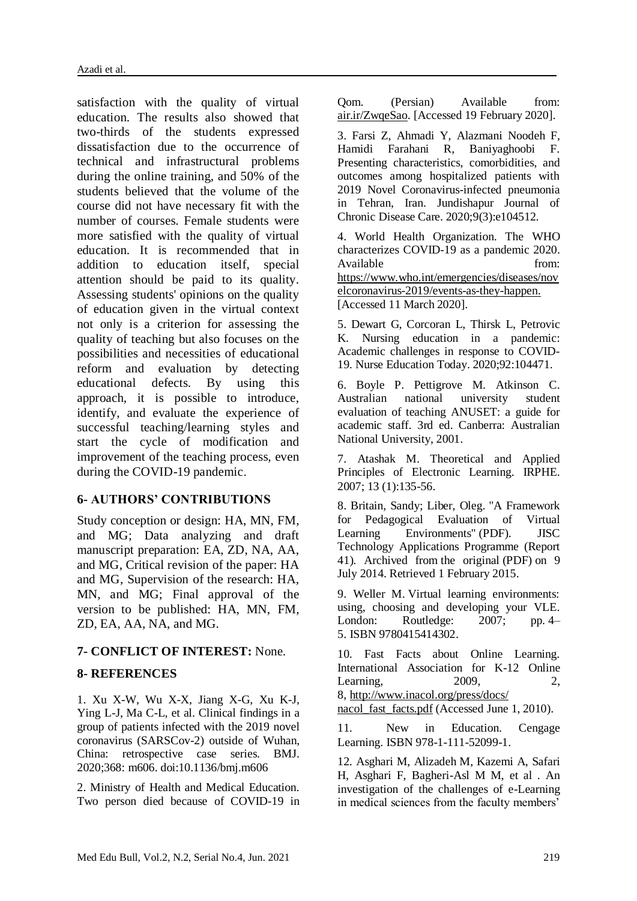satisfaction with the quality of virtual education. The results also showed that two-thirds of the students expressed dissatisfaction due to the occurrence of technical and infrastructural problems during the online training, and 50% of the students believed that the volume of the course did not have necessary fit with the number of courses. Female students were more satisfied with the quality of virtual education. It is recommended that in addition to education itself, special attention should be paid to its quality. Assessing students' opinions on the quality of education given in the virtual context not only is a criterion for assessing the quality of teaching but also focuses on the possibilities and necessities of educational reform and evaluation by detecting educational defects. By using this approach, it is possible to introduce, identify, and evaluate the experience of successful teaching/learning styles and start the cycle of modification and improvement of the teaching process, even during the COVID-19 pandemic.

## 6- AUTHORS' CONTRIBUTIONS

Study conception or design: HA, MN, FM, and MG; Data analyzing and draft manuscript preparation: EA, ZD, NA, AA, and MG, Critical revision of the paper: HA and MG, Supervision of the research: HA, MN, and MG; Final approval of the version to be published: HA, MN, FM, ZD, EA, AA, NA, and MG.

## 7- CONFLICT OF INTEREST: None.

## 8- REFERENCES

1. Xu X-W, Wu X-X, Jiang X-G, Xu K-J, Ying L-J, Ma C-L, et al. Clinical findings in a group of patients infected with the 2019 novel coronavirus (SARSCov-2) outside of Wuhan, China: retrospective case series. BMJ. 2020;368: m606. doi:10.1136/bmj.m606

2. Ministry of Health and Medical Education. Two person died because of COVID-19 in Qom. (Persian) Available from: air.ir/ZwqeSao. [Accessed 19 February 2020].

3. Farsi Z, Ahmadi Y, Alazmani Noodeh F, Hamidi Farahani R, Baniyaghoobi F. Presenting characteristics, comorbidities, and outcomes among hospitalized patients with 2019 Novel Coronavirus-infected pneumonia in Tehran, Iran. Jundishapur Journal of Chronic Disease Care. 2020;9(3):e104512.

4. World Health Organization. The WHO characterizes COVID-19 as a pandemic 2020. Available from: https://www.who.int/emergencies/diseases/novelcoronavirus-2019/events-as-they-happen. [Accessed 11 March 2020].

5. Dewart G, Corcoran L, Thirsk L, Petrovic K. Nursing education in a pandemic: Academic challenges in response to COVID-19. Nurse Education Today. 2020;92:104471.

6. Boyle P. Pettigrove M. Atkinson C. Australian national university student evaluation of teaching ANUSET: a guide for academic staff. 3rd ed. Canberra: Australian National University, 2001.

7. Atashak M. Theoretical and Applied Principles of Electronic Learning. IRPHE. 2007; 13 (1):135-56.

8. Britain, Sandy; Liber, Oleg. "A Framework for Pedagogical Evaluation of Virtual Learning Environments" (PDF). JISC Technology Applications Programme (Report 41). Archived from the original (PDF) on 9 July 2014. Retrieved 1 February 2015.

9. Weller M. Virtual learning environments: using, choosing and developing your VLE. London: Routledge: 2007; pp. 4–5. ISBN 9780415414302.

10. Fast Facts about Online Learning. International Association for K-12 Online Learning, 2009, 2, 8, http://www.inacol.org/press/docs/nacol_fast_facts.pdf (Accessed June 1, 2010).

11. New in Education. Cengage Learning. ISBN 978-1-111-52099-1.

12. Asghari M, Alizadeh M, Kazemi A, Safari H, Asghari F, Bagheri-Asl M M, et al . An investigation of the challenges of e-Learning in medical sciences from the faculty members'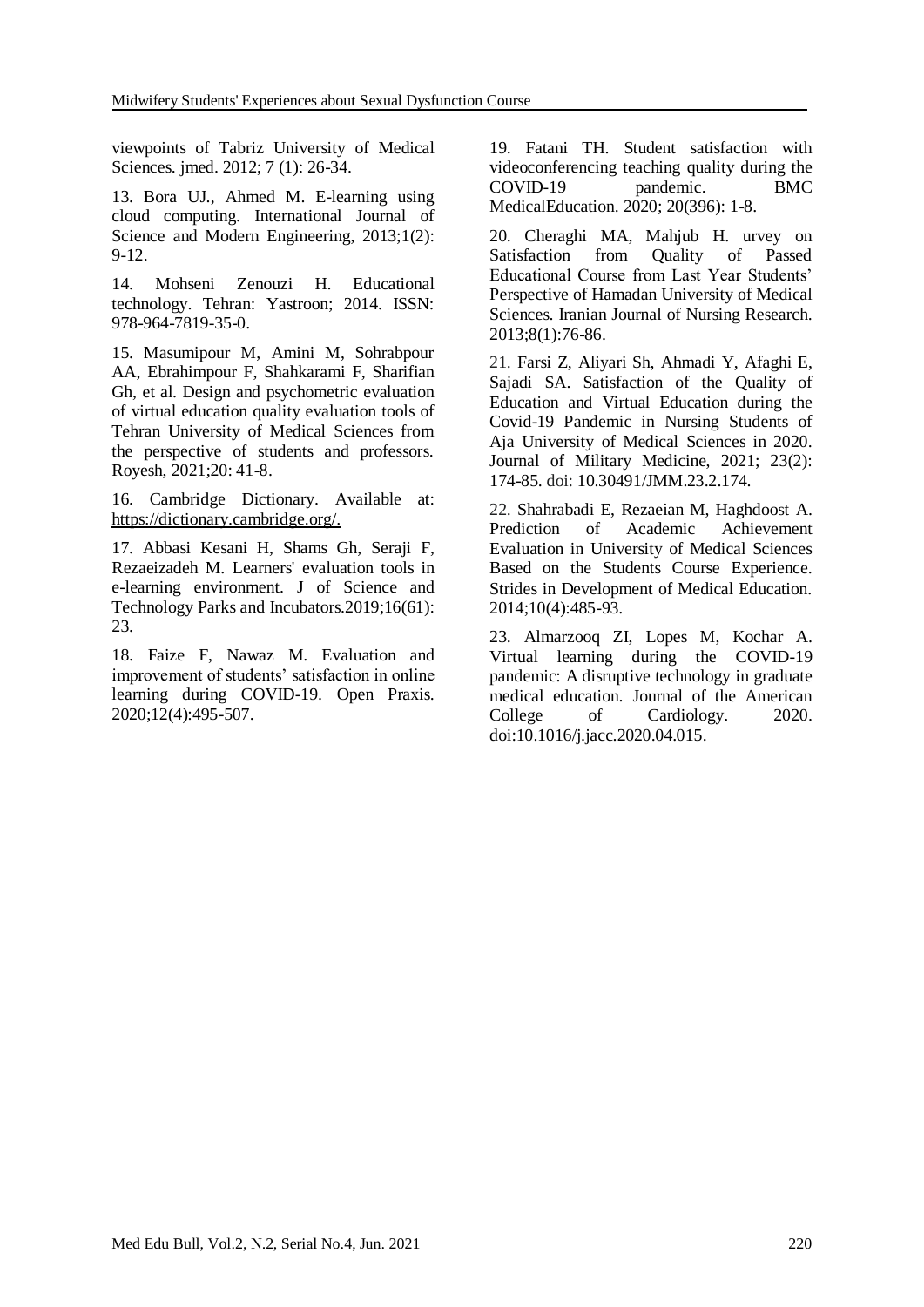viewpoints of Tabriz University of Medical Sciences. jmed. 2012; 7 (1): 26-34.

13. Bora UJ., Ahmed M. E-learning using cloud computing. International Journal of Science and Modern Engineering, 2013;1(2): 9-12.

14. Mohseni Zenouzi H. Educational technology. Tehran: Yastroon; 2014. ISSN: 978-964-7819-35-0.

15. Masumipour M, Amini M, Sohrabpour AA, Ebrahimpour F, Shahkarami F, Sharifian Gh, et al. Design and psychometric evaluation of virtual education quality evaluation tools of Tehran University of Medical Sciences from the perspective of students and professors. Royesh, 2021;20: 41-8.

16. Cambridge Dictionary. Available at: https://dictionary.cambridge.org/.

17. Abbasi Kesani H, Shams Gh, Seraji F, Rezaeizadeh M. Learners' evaluation tools in e-learning environment. J of Science and Technology Parks and Incubators.2019;16(61): 23.

18. Faize F, Nawaz M. Evaluation and improvement of students' satisfaction in online learning during COVID-19. Open Praxis. 2020;12(4):495-507.

19. Fatani TH. Student satisfaction with videoconferencing teaching quality during the COVID-19 pandemic. BMC MedicalEducation. 2020; 20(396): 1-8.

20. Cheraghi MA, Mahjub H. urvey on Satisfaction from Quality of Passed Educational Course from Last Year Students' Perspective of Hamadan University of Medical Sciences. Iranian Journal of Nursing Research. 2013;8(1):76-86.

21. Farsi Z, Aliyari Sh, Ahmadi Y, Afaghi E, Sajadi SA. Satisfaction of the Quality of Education and Virtual Education during the Covid-19 Pandemic in Nursing Students of Aja University of Medical Sciences in 2020. Journal of Military Medicine, 2021; 23(2): 174-85. doi: 10.30491/JMM.23.2.174.

22. Shahrabadi E, Rezaeian M, Haghdoost A. Prediction of Academic Achievement Evaluation in University of Medical Sciences Based on the Students Course Experience. Strides in Development of Medical Education. 2014;10(4):485-93.

23. Almarzooq ZI, Lopes M, Kochar A. Virtual learning during the COVID-19 pandemic: A disruptive technology in graduate medical education. Journal of the American College of Cardiology. 2020. doi:10.1016/j.jacc.2020.04.015.